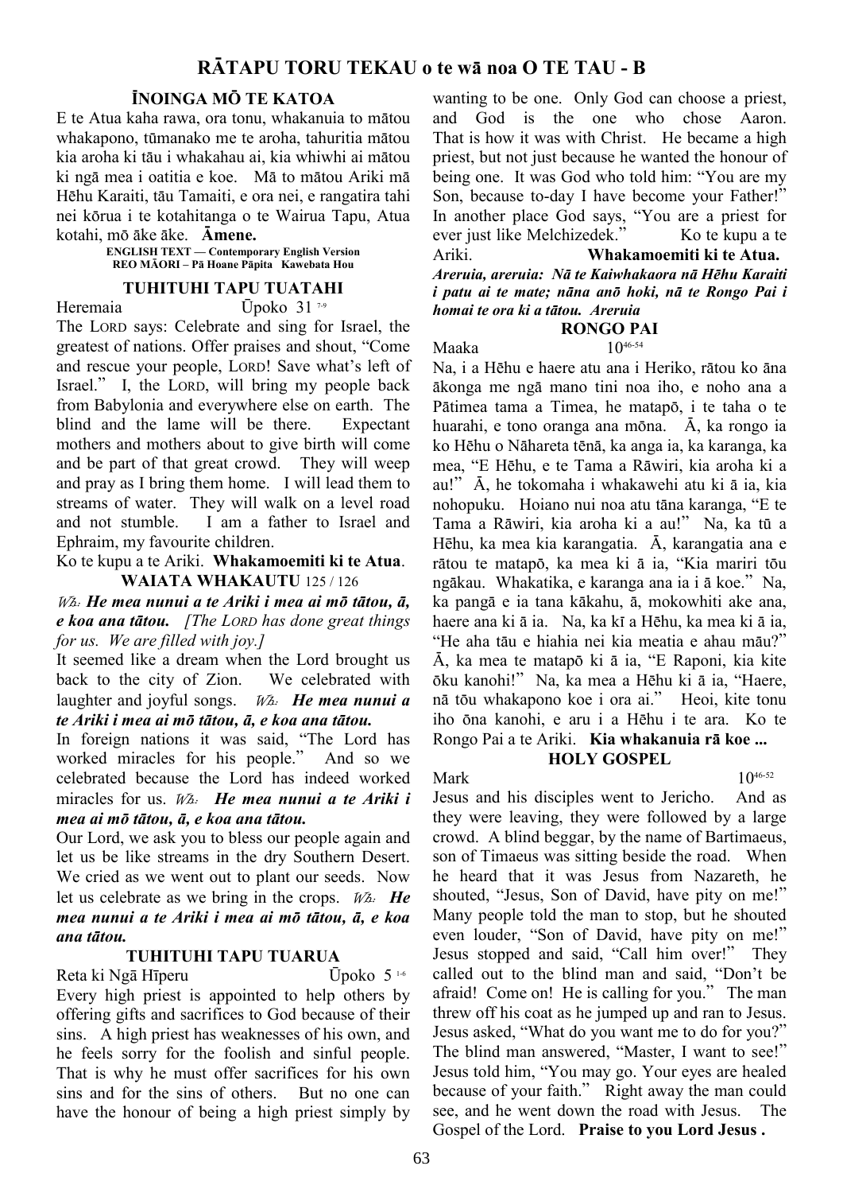# RĀTAPU TORU TEKAU o te wā noa O TE TAU - B

## ĪNOINGA MŌ TE KATOA

E te Atua kaha rawa, ora tonu, whakanuia to mātou whakapono, tūmanako me te aroha, tahuritia mātou kia aroha ki tāu i whakahau ai, kia whiwhi ai mātou ki ngā mea i oatitia e koe. Mā to mātou Ariki mā Hēhu Karaiti, tāu Tamaiti, e ora nei, e rangatira tahi nei kōrua i te kotahitanga o te Wairua Tapu, Atua kotahi, mō āke āke. **Āmene.**

**ENGLISH TEXT — Contemporary English Version**
**REO MĀORI – Pā Hoane Pāpita Kawebata Hou**

## TUHITUHI TAPU TUATAHI

Heremaia Ūpoko 31 7-9

The LORD says: Celebrate and sing for Israel, the greatest of nations. Offer praises and shout, "Come and rescue your people, LORD! Save what's left of Israel." I, the LORD, will bring my people back from Babylonia and everywhere else on earth. The blind and the lame will be there. Expectant mothers and mothers about to give birth will come and be part of that great crowd. They will weep and pray as I bring them home. I will lead them to streams of water. They will walk on a level road and not stumble. I am a father to Israel and Ephraim, my favourite children.

Ko te kupu a te Ariki. **Whakamoemiti ki te Atua**.

## WAIATA WHAKAUTU 125 / 126

*Wh:* ***He mea nunui a te Ariki i mea ai mō tātou, ā, e koa ana tātou.*** *[The LORD has done great things for us. We are filled with joy.]*

It seemed like a dream when the Lord brought us back to the city of Zion. We celebrated with laughter and joyful songs. *Wh:* ***He mea nunui a te Ariki i mea ai mō tātou, ā, e koa ana tātou.***

In foreign nations it was said, "The Lord has worked miracles for his people." And so we celebrated because the Lord has indeed worked miracles for us. *Wh:* ***He mea nunui a te Ariki i mea ai mō tātou, ā, e koa ana tātou.***

Our Lord, we ask you to bless our people again and let us be like streams in the dry Southern Desert. We cried as we went out to plant our seeds. Now let us celebrate as we bring in the crops. *Wh:* ***He mea nunui a te Ariki i mea ai mō tātou, ā, e koa ana tātou.***

## TUHITUHI TAPU TUARUA

Reta ki Ngā Hīperu Ūpoko 5 1-6

Every high priest is appointed to help others by offering gifts and sacrifices to God because of their sins. A high priest has weaknesses of his own, and he feels sorry for the foolish and sinful people. That is why he must offer sacrifices for his own sins and for the sins of others. But no one can have the honour of being a high priest simply by wanting to be one. Only God can choose a priest, and God is the one who chose Aaron. That is how it was with Christ. He became a high priest, but not just because he wanted the honour of being one. It was God who told him: "You are my Son, because to-day I have become your Father!" In another place God says, "You are a priest for ever just like Melchizedek." Ko te kupu a te Ariki. **Whakamoemiti ki te Atua.**

***Areruia, areruia: Nā te Kaiwhakaora nā Hēhu Karaiti i patu ai te mate; nāna anō hoki, nā te Rongo Pai i homai te ora ki a tātou. Areruia***

## RONGO PAI

Maaka 10 46-54

Na, i a Hēhu e haere atu ana i Heriko, rātou ko āna ākonga me ngā mano tini noa iho, e noho ana a Pātimea tama a Timea, he matapō, i te taha o te huarahi, e tono oranga ana mōna. Ā, ka rongo ia ko Hēhu o Nāhareta tēnā, ka anga ia, ka karanga, ka mea, "E Hēhu, e te Tama a Rāwiri, kia aroha ki a au!" Ā, he tokomaha i whakawehi atu ki ā ia, kia nohopuku. Hoiano nui noa atu tāna karanga, "E te Tama a Rāwiri, kia aroha ki a au!" Na, ka tū a Hēhu, ka mea kia karangatia. Ā, karangatia ana e rātou te matapō, ka mea ki ā ia, "Kia mariri tōu ngākau. Whakatika, e karanga ana ia i ā koe." Na, ka pangā e ia tana kākahu, ā, mokowhiti ake ana, haere ana ki ā ia. Na, ka kī a Hēhu, ka mea ki ā ia, "He aha tāu e hiahia nei kia meatia e ahau māu?" Ā, ka mea te matapō ki ā ia, "E Raponi, kia kite ōku kanohi!" Na, ka mea a Hēhu ki ā ia, "Haere, nā tōu whakapono koe i ora ai." Heoi, kite tonu iho ōna kanohi, e aru i a Hēhu i te ara. Ko te Rongo Pai a te Ariki. **Kia whakanuia rā koe ...**

## HOLY GOSPEL

Mark 10 46-52

Jesus and his disciples went to Jericho. And as they were leaving, they were followed by a large crowd. A blind beggar, by the name of Bartimaeus, son of Timaeus was sitting beside the road. When he heard that it was Jesus from Nazareth, he shouted, "Jesus, Son of David, have pity on me!" Many people told the man to stop, but he shouted even louder, "Son of David, have pity on me!" Jesus stopped and said, "Call him over!" They called out to the blind man and said, "Don't be afraid! Come on! He is calling for you." The man threw off his coat as he jumped up and ran to Jesus. Jesus asked, "What do you want me to do for you?" The blind man answered, "Master, I want to see!" Jesus told him, "You may go. Your eyes are healed because of your faith." Right away the man could see, and he went down the road with Jesus. The Gospel of the Lord. **Praise to you Lord Jesus .**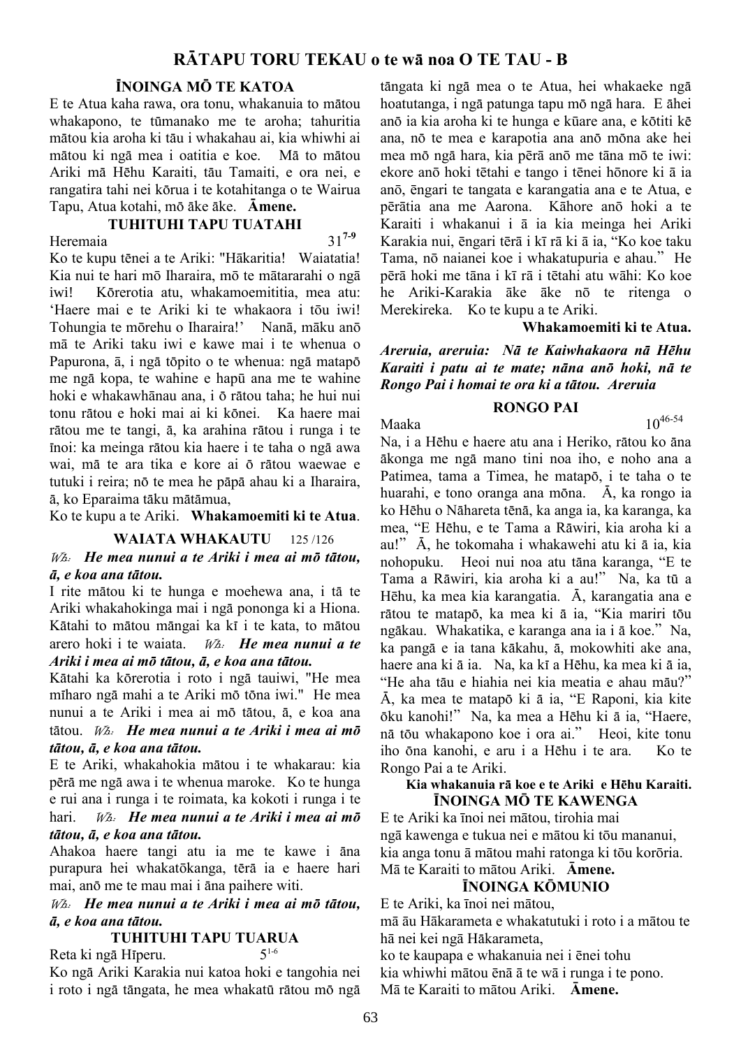# RĀTAPU TORU TEKAU o te wā noa O TE TAU - B

## ĪNOINGA MŌ TE KATOA

E te Atua kaha rawa, ora tonu, whakanuia to mātou whakapono, te tūmanako me te aroha; tahuritia mātou kia aroha ki tāu i whakahau ai, kia whiwhi ai mātou ki ngā mea i oatitia e koe. Mā to mātou Ariki mā Hēhu Karaiti, tāu Tamaiti, e ora nei, e rangatira tahi nei kōrua i te kotahitanga o te Wairua Tapu, Atua kotahi, mō āke āke. **Āmene.**

## TUHITUHI TAPU TUATAHI

Heremaia 31[7-9]

Ko te kupu tēnei a te Ariki: "Hākaritia! Waiatatia! Kia nui te hari mō Iharaira, mō te mātararahi o ngā iwi! Kōrerotia atu, whakamoemititia, mea atu: 'Haere mai e te Ariki ki te whakaora i tōu iwi! Tohungia te mōrehu o Iharaira!' Nanā, māku anō mā te Ariki taku iwi e kawe mai i te whenua o Papurona, ā, i ngā tōpito o te whenua: ngā matapō me ngā kopa, te wahine e hapū ana me te wahine hoki e whakawhānau ana, i ō rātou taha; he hui nui tonu rātou e hoki mai ai ki kōnei. Ka haere mai rātou me te tangi, ā, ka arahina rātou i runga i te īnoi: ka meinga rātou kia haere i te taha o ngā awa wai, mā te ara tika e kore ai ō rātou waewae e tutuki i reira; nō te mea he pāpā ahau ki a Iharaira, ā, ko Eparaima tāku mātāmua,

Ko te kupu a te Ariki. **Whakamoemiti ki te Atua**.

## WAIATA WHAKAUTU 125 /126

***Wh: He mea nunui a te Ariki i mea ai mō tātou, ā, e koa ana tātou.***

I rite mātou ki te hunga e moehewa ana, i tā te Ariki whakahokinga mai i ngā pononga ki a Hiona. Kātahi to mātou māngai ka kī i te kata, to mātou arero hoki i te waiata. ***Wh: He mea nunui a te Ariki i mea ai mō tātou, ā, e koa ana tātou.***

Kātahi ka kōrerotia i roto i ngā tauiwi, "He mea mīharo ngā mahi a te Ariki mō tōna iwi." He mea nunui a te Ariki i mea ai mō tātou, ā, e koa ana tātou. ***Wh: He mea nunui a te Ariki i mea ai mō tātou, ā, e koa ana tātou.***

E te Ariki, whakahokia mātou i te whakarau: kia pērā me ngā awa i te whenua maroke. Ko te hunga e rui ana i runga i te roimata, ka kokoti i runga i te hari. ***Wh: He mea nunui a te Ariki i mea ai mō tātou, ā, e koa ana tātou.***

Ahakoa haere tangi atu ia me te kawe i āna purapura hei whakatōkanga, tērā ia e haere hari mai, anō me te mau mai i āna paihere witi.

***Wh: He mea nunui a te Ariki i mea ai mō tātou, ā, e koa ana tātou.***

## TUHITUHI TAPU TUARUA

Reta ki ngā Hīperu. 5[1-6]

Ko ngā Ariki Karakia nui katoa hoki e tangohia nei i roto i ngā tāngata, he mea whakatū rātou mō ngā tāngata ki ngā mea o te Atua, hei whakaeke ngā hoatutanga, i ngā patunga tapu mō ngā hara. E āhei anō ia kia aroha ki te hunga e kūare ana, e kōtiti kē ana, nō te mea e karapotia ana anō mōna ake hei mea mō ngā hara, kia pērā anō me tāna mō te iwi: ekore anō hoki tētahi e tango i tēnei hōnore ki ā ia anō, ēngari te tangata e karangatia ana e te Atua, e pērātia ana me Aarona. Kāhore anō hoki a te Karaiti i whakanui i ā ia kia meinga hei Ariki Karakia nui, ēngari tērā i kī rā ki ā ia, "Ko koe taku Tama, nō naianei koe i whakatupuria e ahau." He pērā hoki me tāna i kī rā i tētahi atu wāhi: Ko koe he Ariki-Karakia āke āke nō te ritenga o Merekireka. Ko te kupu a te Ariki.

**Whakamoemiti ki te Atua.**

***Areruia, areruia: Nā te Kaiwhakaora nā Hēhu Karaiti i patu ai te mate; nāna anō hoki, nā te Rongo Pai i homai te ora ki a tātou. Areruia***

## RONGO PAI

Maaka 10[46-54]

Na, i a Hēhu e haere atu ana i Heriko, rātou ko āna ākonga me ngā mano tini noa iho, e noho ana a Patimea, tama a Timea, he matapō, i te taha o te huarahi, e tono oranga ana mōna. Ā, ka rongo ia ko Hēhu o Nāhareta tēnā, ka anga ia, ka karanga, ka mea, "E Hēhu, e te Tama a Rāwiri, kia aroha ki a au!" Ā, he tokomaha i whakawehi atu ki ā ia, kia nohopuku. Heoi nui noa atu tāna karanga, "E te Tama a Rāwiri, kia aroha ki a au!" Na, ka tū a Hēhu, ka mea kia karangatia. Ā, karangatia ana e rātou te matapō, ka mea ki ā ia, "Kia mariri tōu ngākau. Whakatika, e karanga ana ia i ā koe." Na, ka pangā e ia tana kākahu, ā, mokowhiti ake ana, haere ana ki ā ia. Na, ka kī a Hēhu, ka mea ki ā ia, "He aha tāu e hiahia nei kia meatia e ahau māu?" Ā, ka mea te matapō ki ā ia, "E Raponi, kia kite ōku kanohi!" Na, ka mea a Hēhu ki ā ia, "Haere, nā tōu whakapono koe i ora ai." Heoi, kite tonu iho ōna kanohi, e aru i a Hēhu i te ara. Ko te Rongo Pai a te Ariki.

**Kia whakanuia rā koe e te Ariki e Hēhu Karaiti.**

## ĪNOINGA MŌ TE KAWENGA

E te Ariki ka īnoi nei mātou, tirohia mai
ngā kawenga e tukua nei e mātou ki tōu mananui,
kia anga tonu ā mātou mahi ratonga ki tōu korōria.
Mā te Karaiti to mātou Ariki. **Āmene.**

## ĪNOINGA KŌMUNIO

E te Ariki, ka īnoi nei mātou,
mā āu Hākarameta e whakatutuki i roto i a mātou te
hā nei kei ngā Hākarameta,
ko te kaupapa e whakanuia nei i ēnei tohu
kia whiwhi mātou ēnā ā te wā i runga i te pono.
Mā te Karaiti to mātou Ariki. **Āmene.**